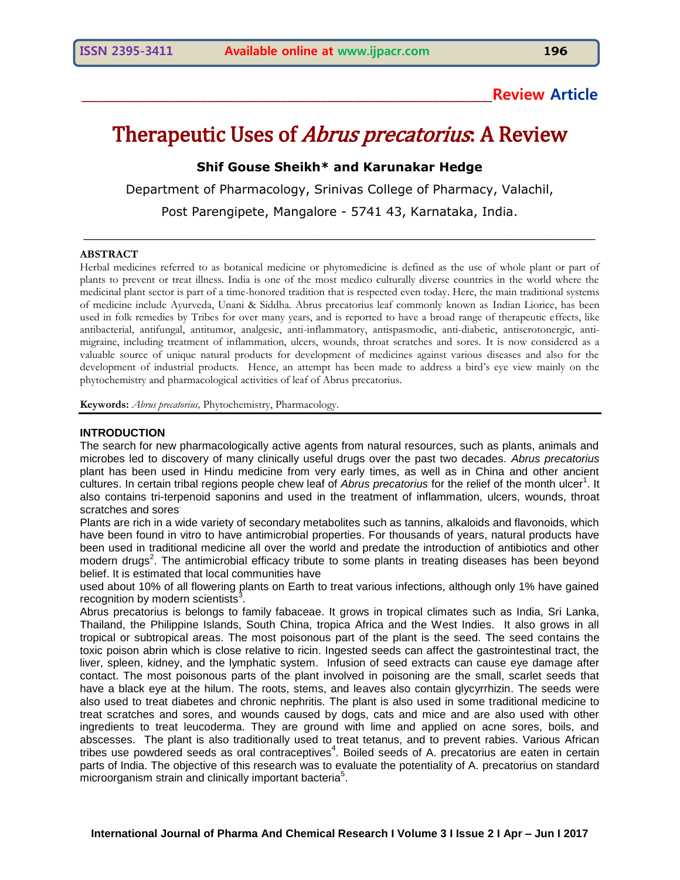**Review Article**

# Therapeutic Uses of *Abrus precatorius*: A Review

**Shif Gouse Sheikh* and Karunakar Hedge**

Department of Pharmacology, Srinivas College of Pharmacy, Valachil,

Post Parengipete, Mangalore - 5741 43, Karnataka, India.

## ABSTRACT

Herbal medicines referred to as botanical medicine or phytomedicine is defined as the use of whole plant or part of plants to prevent or treat illness. India is one of the most medico culturally diverse countries in the world where the medicinal plant sector is part of a time-honored tradition that is respected even today. Here, the main traditional systems of medicine include Ayurveda, Unani & Siddha. Abrus precatorius leaf commonly known as Indian Liorice, has been used in folk remedies by Tribes for over many years, and is reported to have a broad range of therapeutic effects, like antibacterial, antifungal, antitumor, analgesic, anti-inflammatory, antispasmodic, anti-diabetic, antiserotonergic, anti-migraine, including treatment of inflammation, ulcers, wounds, throat scratches and sores. It is now considered as a valuable source of unique natural products for development of medicines against various diseases and also for the development of industrial products. Hence, an attempt has been made to address a bird's eye view mainly on the phytochemistry and pharmacological activities of leaf of Abrus precatorius.

**Keywords:** *Abrus precatorius,* Phytochemistry, Pharmacology.

## INTRODUCTION

The search for new pharmacologically active agents from natural resources, such as plants, animals and microbes led to discovery of many clinically useful drugs over the past two decades. *Abrus precatorius* plant has been used in Hindu medicine from very early times, as well as in China and other ancient cultures. In certain tribal regions people chew leaf of *Abrus precatorius* for the relief of the month ulcer[1]. It also contains tri-terpenoid saponins and used in the treatment of inflammation, ulcers, wounds, throat scratches and sores.

Plants are rich in a wide variety of secondary metabolites such as tannins, alkaloids and flavonoids, which have been found in vitro to have antimicrobial properties. For thousands of years, natural products have been used in traditional medicine all over the world and predate the introduction of antibiotics and other modern drugs[2]. The antimicrobial efficacy tribute to some plants in treating diseases has been beyond belief. It is estimated that local communities have used about 10% of all flowering plants on Earth to treat various infections, although only 1% have gained recognition by modern scientists[3].

Abrus precatorius is belongs to family fabaceae. It grows in tropical climates such as India, Sri Lanka, Thailand, the Philippine Islands, South China, tropica Africa and the West Indies. It also grows in all tropical or subtropical areas. The most poisonous part of the plant is the seed. The seed contains the toxic poison abrin which is close relative to ricin. Ingested seeds can affect the gastrointestinal tract, the liver, spleen, kidney, and the lymphatic system. Infusion of seed extracts can cause eye damage after contact. The most poisonous parts of the plant involved in poisoning are the small, scarlet seeds that have a black eye at the hilum. The roots, stems, and leaves also contain glycyrrhizin. The seeds were also used to treat diabetes and chronic nephritis. The plant is also used in some traditional medicine to treat scratches and sores, and wounds caused by dogs, cats and mice and are also used with other ingredients to treat leucoderma. They are ground with lime and applied on acne sores, boils, and abscesses. The plant is also traditionally used to treat tetanus, and to prevent rabies. Various African tribes use powdered seeds as oral contraceptives[4]. Boiled seeds of A. precatorius are eaten in certain parts of India. The objective of this research was to evaluate the potentiality of A. precatorius on standard microorganism strain and clinically important bacteria[5].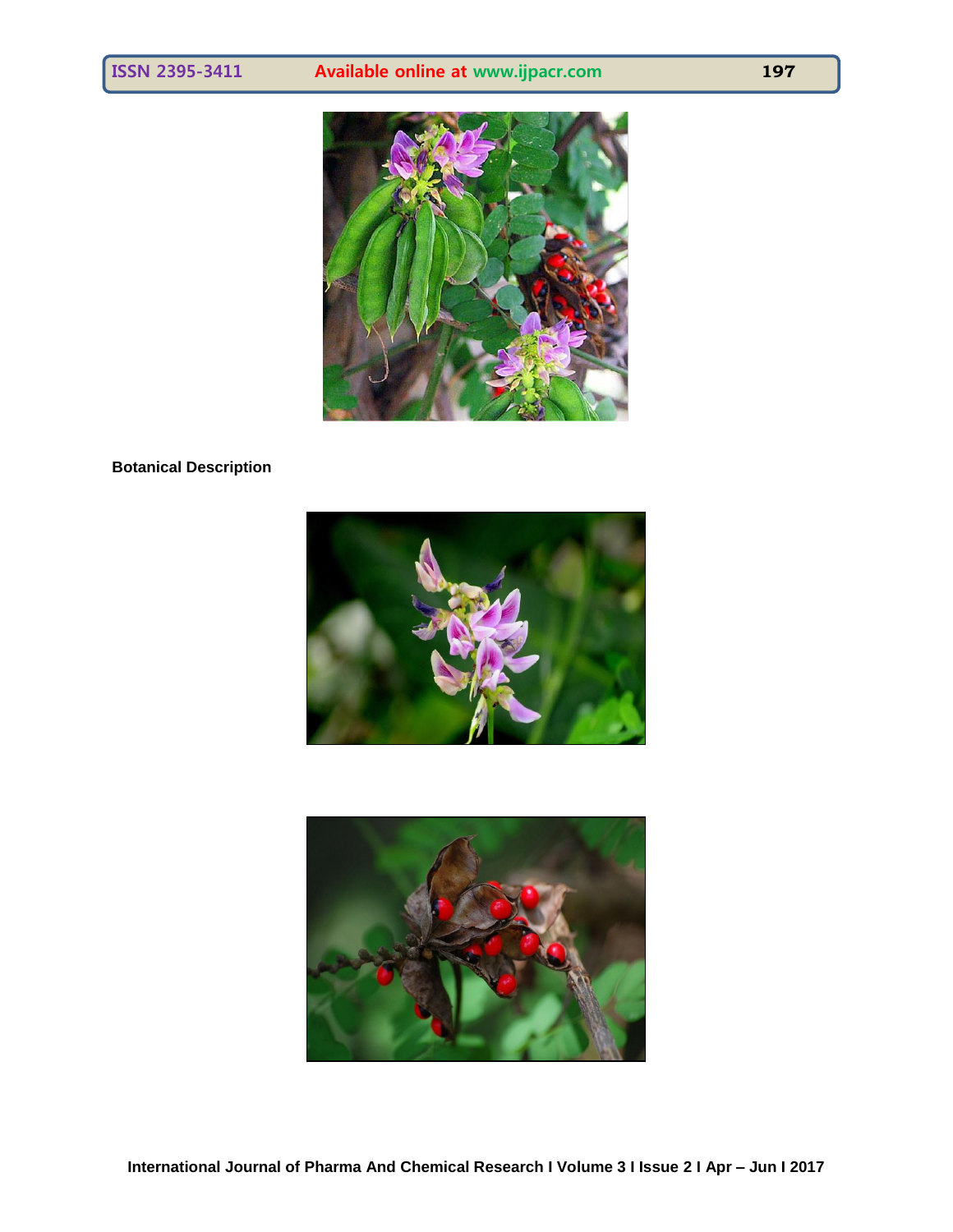**Botanical Description**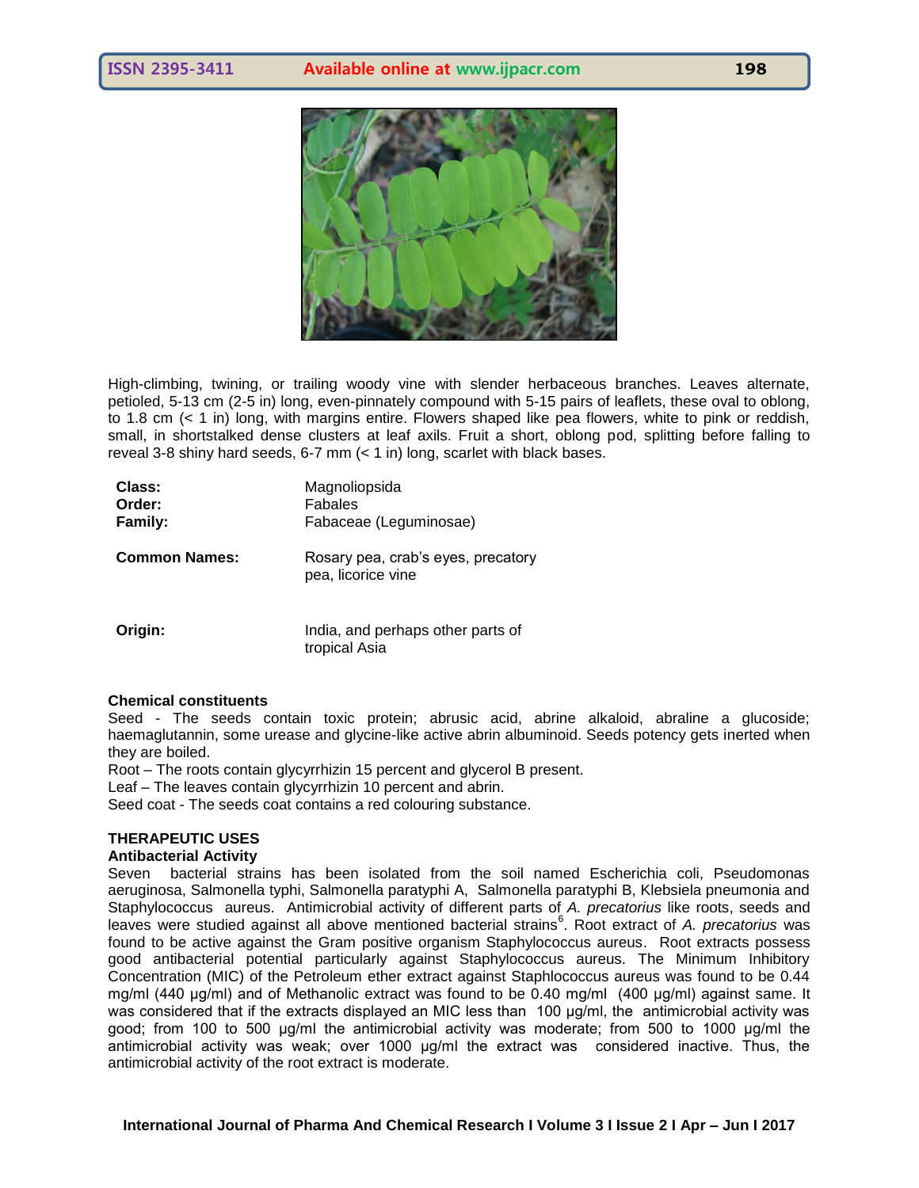High-climbing, twining, or trailing woody vine with slender herbaceous branches. Leaves alternate, petioled, 5-13 cm (2-5 in) long, even-pinnately compound with 5-15 pairs of leaflets, these oval to oblong, to 1.8 cm (< 1 in) long, with margins entire. Flowers shaped like pea flowers, white to pink or reddish, small, in shortstalked dense clusters at leaf axils. Fruit a short, oblong pod, splitting before falling to reveal 3-8 shiny hard seeds, 6-7 mm (< 1 in) long, scarlet with black bases.

| | |
|---|---|
| **Class:** | Magnoliopsida |
| **Order:** | Fabales |
| **Family:** | Fabaceae (Leguminosae) |
| **Common Names:** | Rosary pea, crab's eyes, precatory pea, licorice vine |
| **Origin:** | India, and perhaps other parts of tropical Asia |

**Chemical constituents**

Seed - The seeds contain toxic protein; abrusic acid, abrine alkaloid, abraline a glucoside; haemaglutannin, some urease and glycine-like active abrin albuminoid. Seeds potency gets inerted when they are boiled.

Root – The roots contain glycyrrhizin 15 percent and glycerol B present.

Leaf – The leaves contain glycyrrhizin 10 percent and abrin.

Seed coat - The seeds coat contains a red colouring substance.

## THERAPEUTIC USES

**Antibacterial Activity**

Seven bacterial strains has been isolated from the soil named Escherichia coli, Pseudomonas aeruginosa, Salmonella typhi, Salmonella paratyphi A, Salmonella paratyphi B, Klebsiela pneumonia and Staphylococcus aureus. Antimicrobial activity of different parts of *A. precatorius* like roots, seeds and leaves were studied against all above mentioned bacterial strains[6]. Root extract of *A. precatorius* was found to be active against the Gram positive organism Staphylococcus aureus. Root extracts possess good antibacterial potential particularly against Staphylococcus aureus. The Minimum Inhibitory Concentration (MIC) of the Petroleum ether extract against Staphlococcus aureus was found to be 0.44 mg/ml (440 μg/ml) and of Methanolic extract was found to be 0.40 mg/ml (400 μg/ml) against same. It was considered that if the extracts displayed an MIC less than 100 μg/ml, the antimicrobial activity was good; from 100 to 500 μg/ml the antimicrobial activity was moderate; from 500 to 1000 μg/ml the antimicrobial activity was weak; over 1000 μg/ml the extract was considered inactive. Thus, the antimicrobial activity of the root extract is moderate.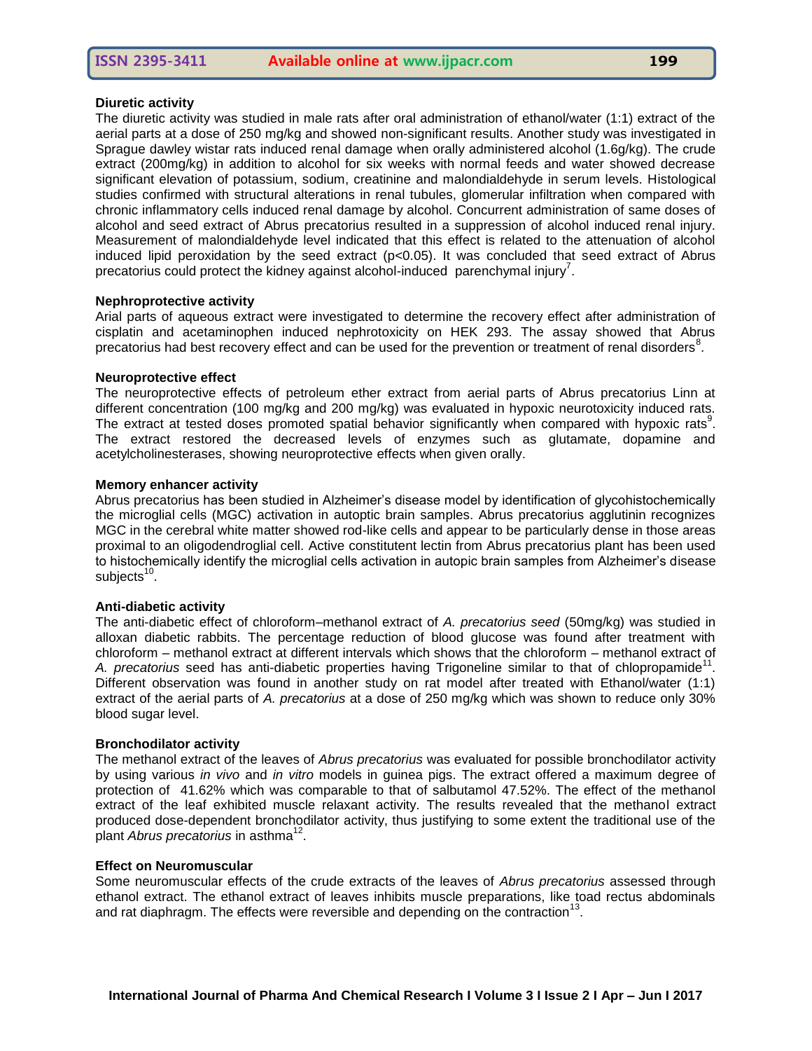**Diuretic activity**

The diuretic activity was studied in male rats after oral administration of ethanol/water (1:1) extract of the aerial parts at a dose of 250 mg/kg and showed non-significant results. Another study was investigated in Sprague dawley wistar rats induced renal damage when orally administered alcohol (1.6g/kg). The crude extract (200mg/kg) in addition to alcohol for six weeks with normal feeds and water showed decrease significant elevation of potassium, sodium, creatinine and malondialdehyde in serum levels. Histological studies confirmed with structural alterations in renal tubules, glomerular infiltration when compared with chronic inflammatory cells induced renal damage by alcohol. Concurrent administration of same doses of alcohol and seed extract of Abrus precatorius resulted in a suppression of alcohol induced renal injury. Measurement of malondialdehyde level indicated that this effect is related to the attenuation of alcohol induced lipid peroxidation by the seed extract ($p<0.05$). It was concluded that seed extract of Abrus precatorius could protect the kidney against alcohol-induced parenchymal injury[7].

**Nephroprotective activity**

Arial parts of aqueous extract were investigated to determine the recovery effect after administration of cisplatin and acetaminophen induced nephrotoxicity on HEK 293. The assay showed that Abrus precatorius had best recovery effect and can be used for the prevention or treatment of renal disorders[8].

**Neuroprotective effect**

The neuroprotective effects of petroleum ether extract from aerial parts of Abrus precatorius Linn at different concentration (100 mg/kg and 200 mg/kg) was evaluated in hypoxic neurotoxicity induced rats. The extract at tested doses promoted spatial behavior significantly when compared with hypoxic rats[9]. The extract restored the decreased levels of enzymes such as glutamate, dopamine and acetylcholinesterases, showing neuroprotective effects when given orally.

**Memory enhancer activity**

Abrus precatorius has been studied in Alzheimer's disease model by identification of glycohistochemically the microglial cells (MGC) activation in autoptic brain samples. Abrus precatorius agglutinin recognizes MGC in the cerebral white matter showed rod-like cells and appear to be particularly dense in those areas proximal to an oligodendroglial cell. Active constitutent lectin from Abrus precatorius plant has been used to histochemically identify the microglial cells activation in autopic brain samples from Alzheimer's disease subjects[10].

**Anti-diabetic activity**

The anti-diabetic effect of chloroform–methanol extract of *A. precatorius seed* (50mg/kg) was studied in alloxan diabetic rabbits. The percentage reduction of blood glucose was found after treatment with chloroform – methanol extract at different intervals which shows that the chloroform – methanol extract of *A. precatorius* seed has anti-diabetic properties having Trigoneline similar to that of chlopropamide[11]. Different observation was found in another study on rat model after treated with Ethanol/water (1:1) extract of the aerial parts of *A. precatorius* at a dose of 250 mg/kg which was shown to reduce only 30% blood sugar level.

**Bronchodilator activity**

The methanol extract of the leaves of *Abrus precatorius* was evaluated for possible bronchodilator activity by using various *in vivo* and *in vitro* models in guinea pigs. The extract offered a maximum degree of protection of 41.62% which was comparable to that of salbutamol 47.52%. The effect of the methanol extract of the leaf exhibited muscle relaxant activity. The results revealed that the methanol extract produced dose-dependent bronchodilator activity, thus justifying to some extent the traditional use of the plant *Abrus precatorius* in asthma[12].

**Effect on Neuromuscular**

Some neuromuscular effects of the crude extracts of the leaves of *Abrus precatorius* assessed through ethanol extract. The ethanol extract of leaves inhibits muscle preparations, like toad rectus abdominals and rat diaphragm. The effects were reversible and depending on the contraction[13].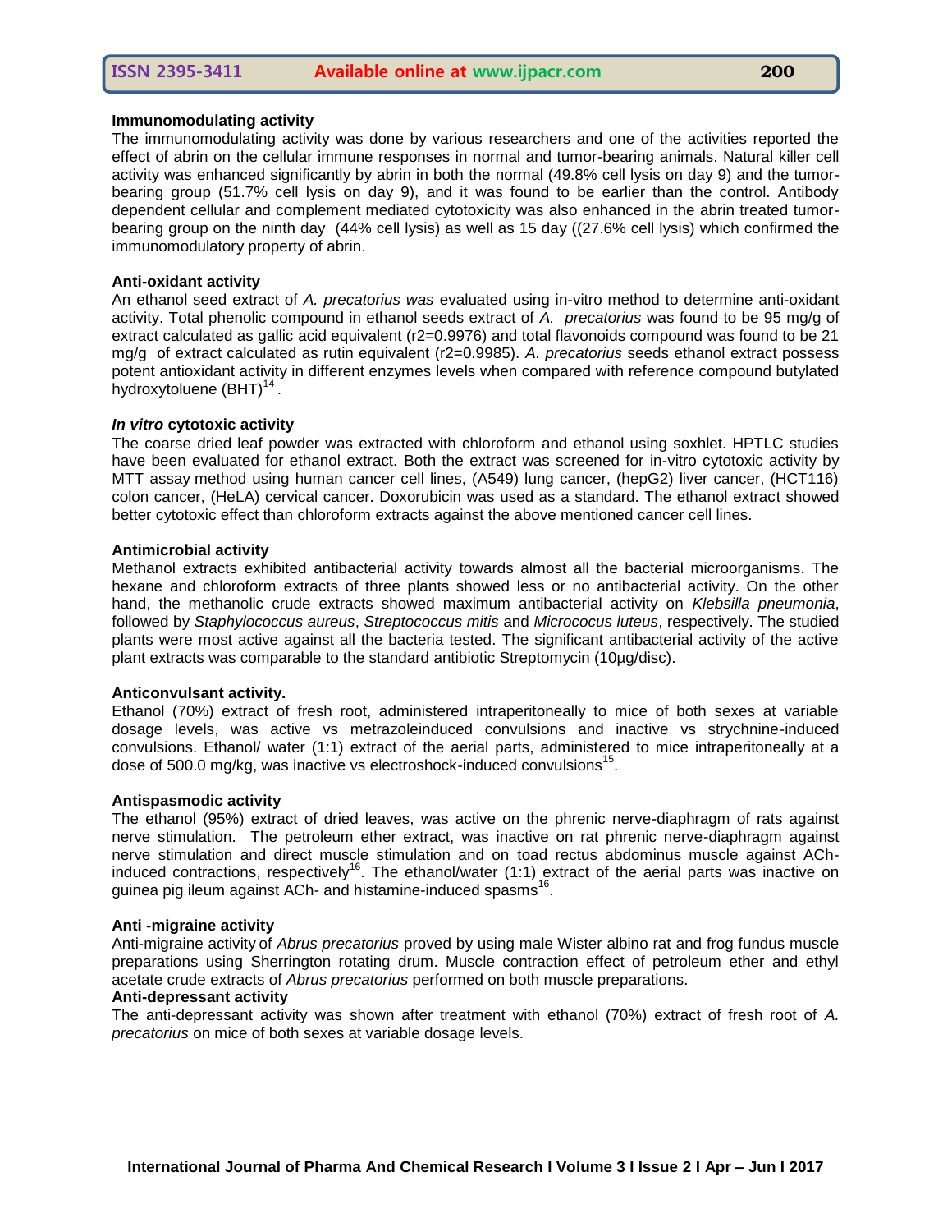### Immunomodulating activity

The immunomodulating activity was done by various researchers and one of the activities reported the effect of abrin on the cellular immune responses in normal and tumor-bearing animals. Natural killer cell activity was enhanced significantly by abrin in both the normal (49.8% cell lysis on day 9) and the tumor-bearing group (51.7% cell lysis on day 9), and it was found to be earlier than the control. Antibody dependent cellular and complement mediated cytotoxicity was also enhanced in the abrin treated tumor-bearing group on the ninth day (44% cell lysis) as well as 15 day ((27.6% cell lysis) which confirmed the immunomodulatory property of abrin.

### Anti-oxidant activity

An ethanol seed extract of *A. precatorius was* evaluated using in-vitro method to determine anti-oxidant activity. Total phenolic compound in ethanol seeds extract of *A. precatorius* was found to be 95 mg/g of extract calculated as gallic acid equivalent (r2=0.9976) and total flavonoids compound was found to be 21 mg/g of extract calculated as rutin equivalent (r2=0.9985). *A. precatorius* seeds ethanol extract possess potent antioxidant activity in different enzymes levels when compared with reference compound butylated hydroxytoluene (BHT)[14].

### *In vitro* cytotoxic activity

The coarse dried leaf powder was extracted with chloroform and ethanol using soxhlet. HPTLC studies have been evaluated for ethanol extract. Both the extract was screened for in-vitro cytotoxic activity by MTT assay method using human cancer cell lines, (A549) lung cancer, (hepG2) liver cancer, (HCT116) colon cancer, (HeLA) cervical cancer. Doxorubicin was used as a standard. The ethanol extract showed better cytotoxic effect than chloroform extracts against the above mentioned cancer cell lines.

### Antimicrobial activity

Methanol extracts exhibited antibacterial activity towards almost all the bacterial microorganisms. The hexane and chloroform extracts of three plants showed less or no antibacterial activity. On the other hand, the methanolic crude extracts showed maximum antibacterial activity on *Klebsilla pneumonia*, followed by *Staphylococcus aureus*, *Streptococcus mitis* and *Micrococus luteus*, respectively. The studied plants were most active against all the bacteria tested. The significant antibacterial activity of the active plant extracts was comparable to the standard antibiotic Streptomycin (10μg/disc).

### Anticonvulsant activity.

Ethanol (70%) extract of fresh root, administered intraperitoneally to mice of both sexes at variable dosage levels, was active vs metrazoleinduced convulsions and inactive vs strychnine-induced convulsions. Ethanol/ water (1:1) extract of the aerial parts, administered to mice intraperitoneally at a dose of 500.0 mg/kg, was inactive vs electroshock-induced convulsions[15].

### Antispasmodic activity

The ethanol (95%) extract of dried leaves, was active on the phrenic nerve-diaphragm of rats against nerve stimulation. The petroleum ether extract, was inactive on rat phrenic nerve-diaphragm against nerve stimulation and direct muscle stimulation and on toad rectus abdominus muscle against ACh-induced contractions, respectively[16]. The ethanol/water (1:1) extract of the aerial parts was inactive on guinea pig ileum against ACh- and histamine-induced spasms[16].

### Anti -migraine activity

Anti-migraine activity of *Abrus precatorius* proved by using male Wister albino rat and frog fundus muscle preparations using Sherrington rotating drum. Muscle contraction effect of petroleum ether and ethyl acetate crude extracts of *Abrus precatorius* performed on both muscle preparations.

### Anti-depressant activity

The anti-depressant activity was shown after treatment with ethanol (70%) extract of fresh root of *A. precatorius* on mice of both sexes at variable dosage levels.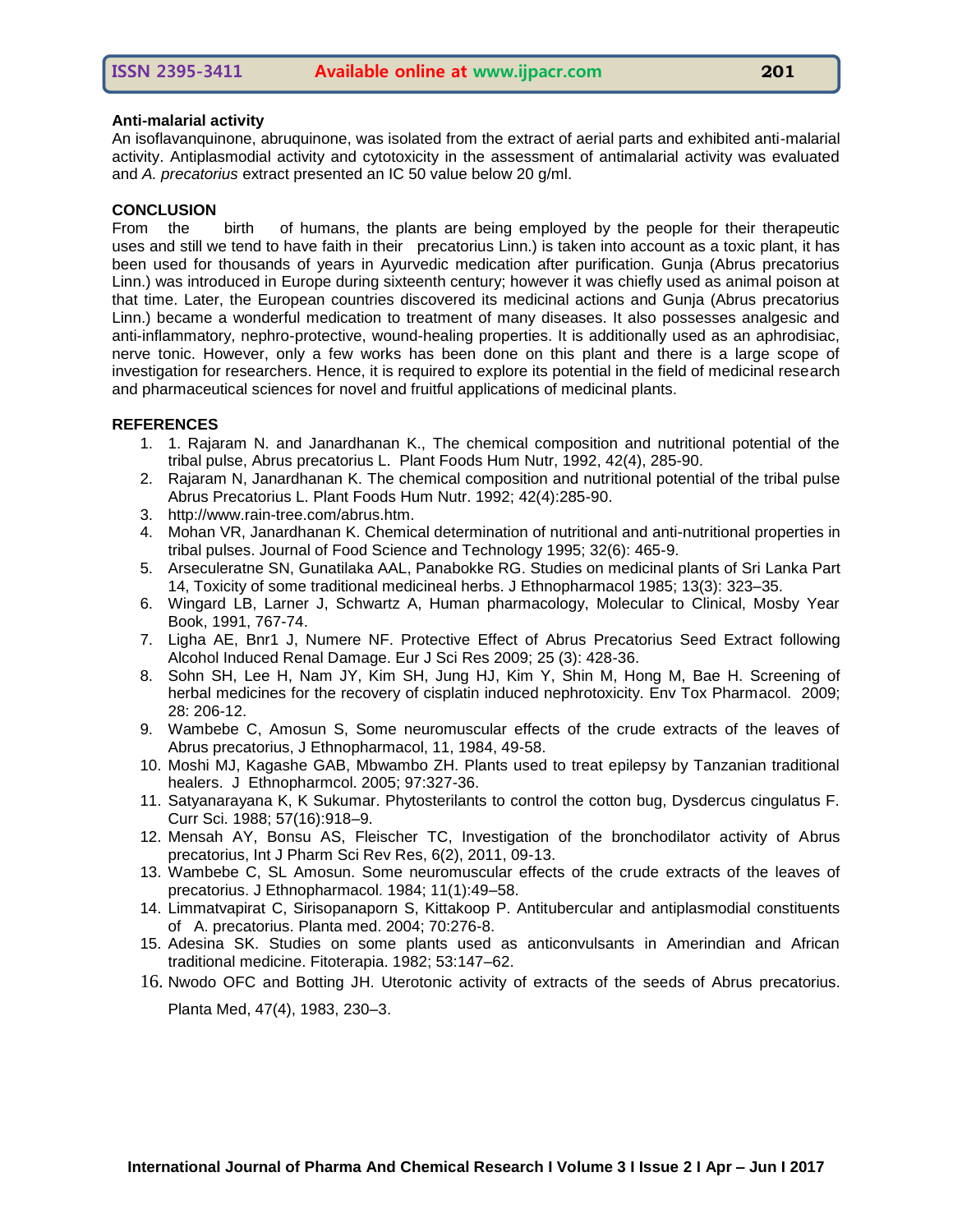## Anti-malarial activity

An isoflavanquinone, abruquinone, was isolated from the extract of aerial parts and exhibited anti-malarial activity. Antiplasmodial activity and cytotoxicity in the assessment of antimalarial activity was evaluated and *A. precatorius* extract presented an IC 50 value below 20 g/ml.

## CONCLUSION

From the birth of humans, the plants are being employed by the people for their therapeutic uses and still we tend to have faith in their precatorius Linn.) is taken into account as a toxic plant, it has been used for thousands of years in Ayurvedic medication after purification. Gunja (Abrus precatorius Linn.) was introduced in Europe during sixteenth century; however it was chiefly used as animal poison at that time. Later, the European countries discovered its medicinal actions and Gunja (Abrus precatorius Linn.) became a wonderful medication to treatment of many diseases. It also possesses analgesic and anti-inflammatory, nephro-protective, wound-healing properties. It is additionally used as an aphrodisiac, nerve tonic. However, only a few works has been done on this plant and there is a large scope of investigation for researchers. Hence, it is required to explore its potential in the field of medicinal research and pharmaceutical sciences for novel and fruitful applications of medicinal plants.

## REFERENCES

1. 1. Rajaram N. and Janardhanan K., The chemical composition and nutritional potential of the tribal pulse, Abrus precatorius L. Plant Foods Hum Nutr, 1992, 42(4), 285-90.
2. Rajaram N, Janardhanan K. The chemical composition and nutritional potential of the tribal pulse Abrus Precatorius L. Plant Foods Hum Nutr. 1992; 42(4):285-90.
3. http://www.rain-tree.com/abrus.htm.
4. Mohan VR, Janardhanan K. Chemical determination of nutritional and anti-nutritional properties in tribal pulses. Journal of Food Science and Technology 1995; 32(6): 465-9.
5. Arseculeratne SN, Gunatilaka AAL, Panabokke RG. Studies on medicinal plants of Sri Lanka Part 14, Toxicity of some traditional medicineal herbs. J Ethnopharmacol 1985; 13(3): 323–35.
6. Wingard LB, Larner J, Schwartz A, Human pharmacology, Molecular to Clinical, Mosby Year Book, 1991, 767-74.
7. Ligha AE, Bnr1 J, Numere NF. Protective Effect of Abrus Precatorius Seed Extract following Alcohol Induced Renal Damage. Eur J Sci Res 2009; 25 (3): 428-36.
8. Sohn SH, Lee H, Nam JY, Kim SH, Jung HJ, Kim Y, Shin M, Hong M, Bae H. Screening of herbal medicines for the recovery of cisplatin induced nephrotoxicity. Env Tox Pharmacol. 2009; 28: 206-12.
9. Wambebe C, Amosun S, Some neuromuscular effects of the crude extracts of the leaves of Abrus precatorius, J Ethnopharmacol, 11, 1984, 49-58.
10. Moshi MJ, Kagashe GAB, Mbwambo ZH. Plants used to treat epilepsy by Tanzanian traditional healers. J Ethnopharmcol. 2005; 97:327-36.
11. Satyanarayana K, K Sukumar. Phytosterilants to control the cotton bug, Dysdercus cingulatus F. Curr Sci. 1988; 57(16):918–9.
12. Mensah AY, Bonsu AS, Fleischer TC, Investigation of the bronchodilator activity of Abrus precatorius, Int J Pharm Sci Rev Res, 6(2), 2011, 09-13.
13. Wambebe C, SL Amosun. Some neuromuscular effects of the crude extracts of the leaves of precatorius. J Ethnopharmacol. 1984; 11(1):49–58.
14. Limmatvapirat C, Sirisopanaporn S, Kittakoop P. Antitubercular and antiplasmodial constituents of A. precatorius. Planta med. 2004; 70:276-8.
15. Adesina SK. Studies on some plants used as anticonvulsants in Amerindian and African traditional medicine. Fitoterapia. 1982; 53:147–62.
16. Nwodo OFC and Botting JH. Uterotonic activity of extracts of the seeds of Abrus precatorius. Planta Med, 47(4), 1983, 230–3.